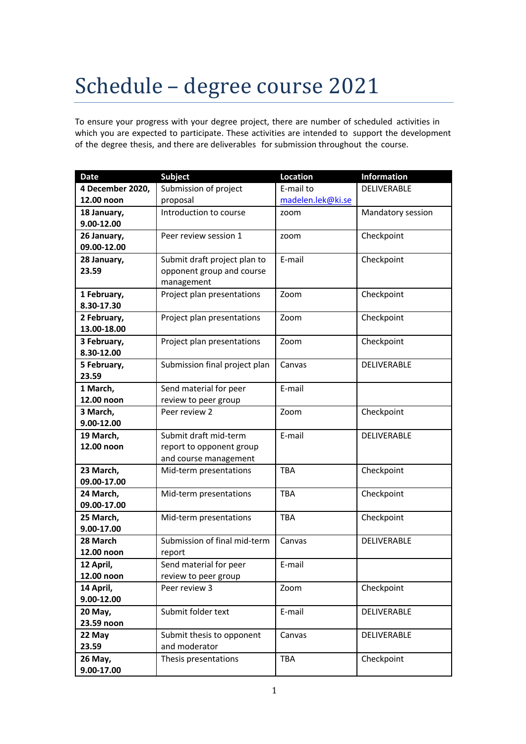# Schedule – degree course 2021

To ensure your progress with your degree project, there are number of scheduled activities in which you are expected to participate. These activities are intended to support the development of the degree thesis, and there are deliverables for submission throughout the course.

| Date | Subject | Location | Information |
| --- | --- | --- | --- |
| **4 December 2020, 12.00 noon** | Submission of project proposal | E-mail to madelen.lek@ki.se | DELIVERABLE |
| **18 January, 9.00-12.00** | Introduction to course | zoom | Mandatory session |
| **26 January, 09.00-12.00** | Peer review session 1 | zoom | Checkpoint |
| **28 January, 23.59** | Submit draft project plan to opponent group and course management | E-mail | Checkpoint |
| **1 February, 8.30-17.30** | Project plan presentations | Zoom | Checkpoint |
| **2 February, 13.00-18.00** | Project plan presentations | Zoom | Checkpoint |
| **3 February, 8.30-12.00** | Project plan presentations | Zoom | Checkpoint |
| **5 February, 23.59** | Submission final project plan | Canvas | DELIVERABLE |
| **1 March, 12.00 noon** | Send material for peer review to peer group | E-mail | |
| **3 March, 9.00-12.00** | Peer review 2 | Zoom | Checkpoint |
| **19 March, 12.00 noon** | Submit draft mid-term report to opponent group and course management | E-mail | DELIVERABLE |
| **23 March, 09.00-17.00** | Mid-term presentations | TBA | Checkpoint |
| **24 March, 09.00-17.00** | Mid-term presentations | TBA | Checkpoint |
| **25 March, 9.00-17.00** | Mid-term presentations | TBA | Checkpoint |
| **28 March 12.00 noon** | Submission of final mid-term report | Canvas | DELIVERABLE |
| **12 April, 12.00 noon** | Send material for peer review to peer group | E-mail | |
| **14 April, 9.00-12.00** | Peer review 3 | Zoom | Checkpoint |
| **20 May, 23.59 noon** | Submit folder text | E-mail | DELIVERABLE |
| **22 May 23.59** | Submit thesis to opponent and moderator | Canvas | DELIVERABLE |
| **26 May, 9.00-17.00** | Thesis presentations | TBA | Checkpoint |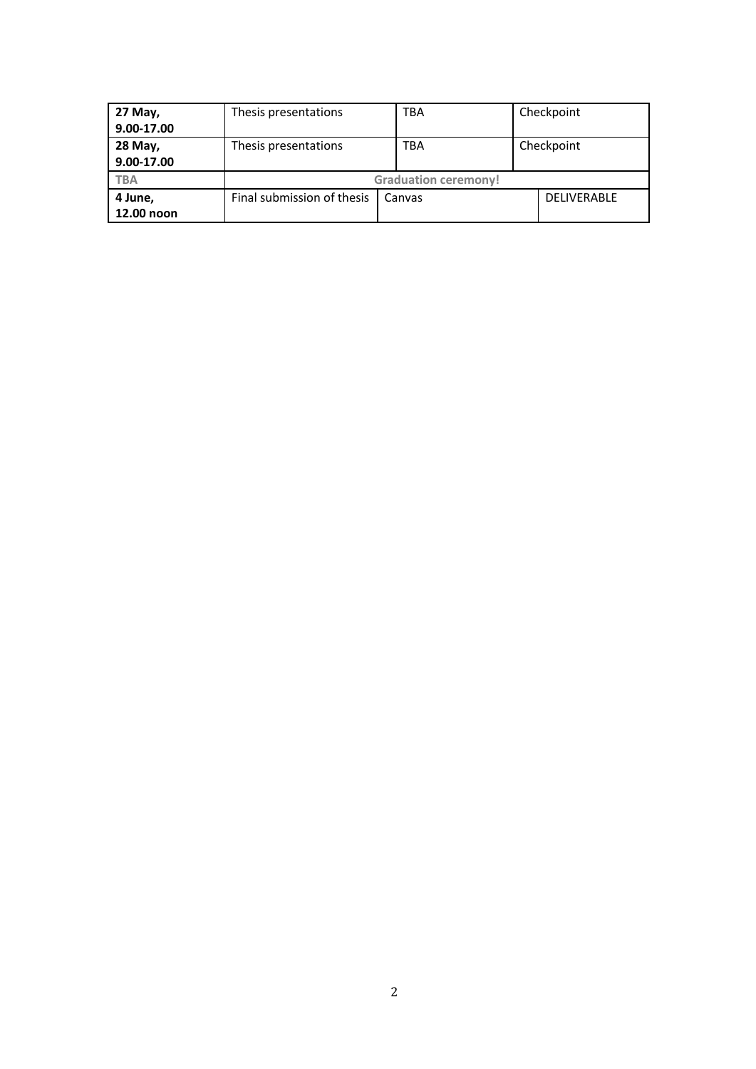| | | | |
|---|---|---|---|
| **27 May, 9.00-17.00** | Thesis presentations | TBA | Checkpoint |
| **28 May, 9.00-17.00** | Thesis presentations | TBA | Checkpoint |
| **TBA** | **Graduation ceremony!** | | |
| **4 June, 12.00 noon** | Final submission of thesis | Canvas | DELIVERABLE |